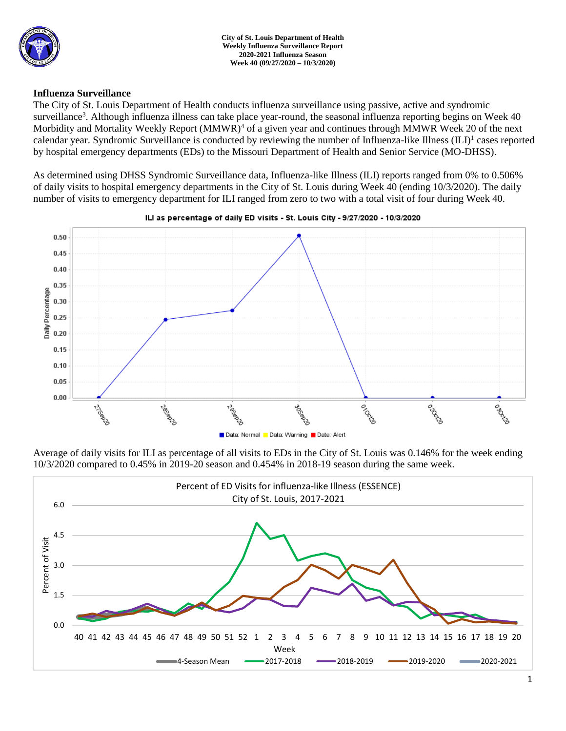City of St. Louis Department of Health
Weekly Influenza Surveillance Report
2020-2021 Influenza Season
Week 40 (09/27/2020 – 10/3/2020)

## Influenza Surveillance

The City of St. Louis Department of Health conducts influenza surveillance using passive, active and syndromic surveillance[3]. Although influenza illness can take place year-round, the seasonal influenza reporting begins on Week 40 Morbidity and Mortality Weekly Report (MMWR)[4] of a given year and continues through MMWR Week 20 of the next calendar year. Syndromic Surveillance is conducted by reviewing the number of Influenza-like Illness (ILI)[1] cases reported by hospital emergency departments (EDs) to the Missouri Department of Health and Senior Service (MO-DHSS).

As determined using DHSS Syndromic Surveillance data, Influenza-like Illness (ILI) reports ranged from 0% to 0.506% of daily visits to hospital emergency departments in the City of St. Louis during Week 40 (ending 10/3/2020). The daily number of visits to emergency department for ILI ranged from zero to two with a total visit of four during Week 40.

ILI as percentage of daily ED visits - St. Louis City - 9/27/2020 - 10/3/2020

Average of daily visits for ILI as percentage of all visits to EDs in the City of St. Louis was 0.146% for the week ending 10/3/2020 compared to 0.45% in 2019-20 season and 0.454% in 2018-19 season during the same week.

Percent of ED Visits for influenza-like Illness (ESSENCE)
City of St. Louis, 2017-2021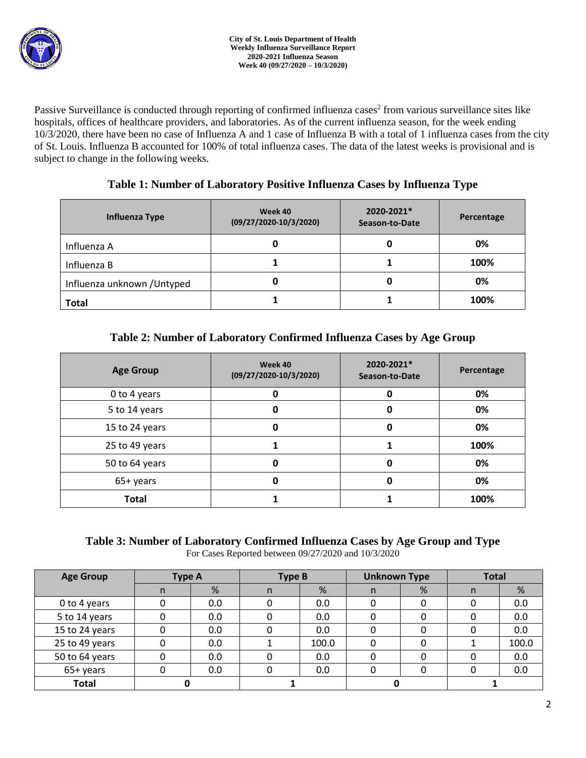Passive Surveillance is conducted through reporting of confirmed influenza cases[2] from various surveillance sites like hospitals, offices of healthcare providers, and laboratories. As of the current influenza season, for the week ending 10/3/2020, there have been no case of Influenza A and 1 case of Influenza B with a total of 1 influenza cases from the city of St. Louis. Influenza B accounted for 100% of total influenza cases. The data of the latest weeks is provisional and is subject to change in the following weeks.

### Table 1: Number of Laboratory Positive Influenza Cases by Influenza Type

| Influenza Type | Week 40 (09/27/2020-10/3/2020) | 2020-2021* Season-to-Date | Percentage |
|---|---|---|---|
| Influenza A | 0 | 0 | 0% |
| Influenza B | 1 | 1 | 100% |
| Influenza unknown /Untyped | 0 | 0 | 0% |
| **Total** | 1 | 1 | 100% |

### Table 2: Number of Laboratory Confirmed Influenza Cases by Age Group

| Age Group | Week 40 (09/27/2020-10/3/2020) | 2020-2021* Season-to-Date | Percentage |
|---|---|---|---|
| 0 to 4 years | 0 | 0 | 0% |
| 5 to 14 years | 0 | 0 | 0% |
| 15 to 24 years | 0 | 0 | 0% |
| 25 to 49 years | 1 | 1 | 100% |
| 50 to 64 years | 0 | 0 | 0% |
| 65+ years | 0 | 0 | 0% |
| **Total** | 1 | 1 | 100% |

### Table 3: Number of Laboratory Confirmed Influenza Cases by Age Group and Type

For Cases Reported between 09/27/2020 and 10/3/2020

| Age Group | Type A | | Type B | | Unknown Type | | Total | |
|---|---|---|---|---|---|---|---|---|
| | n | % | n | % | n | % | n | % |
| 0 to 4 years | 0 | 0.0 | 0 | 0.0 | 0 | 0 | 0 | 0.0 |
| 5 to 14 years | 0 | 0.0 | 0 | 0.0 | 0 | 0 | 0 | 0.0 |
| 15 to 24 years | 0 | 0.0 | 0 | 0.0 | 0 | 0 | 0 | 0.0 |
| 25 to 49 years | 0 | 0.0 | 1 | 100.0 | 0 | 0 | 1 | 100.0 |
| 50 to 64 years | 0 | 0.0 | 0 | 0.0 | 0 | 0 | 0 | 0.0 |
| 65+ years | 0 | 0.0 | 0 | 0.0 | 0 | 0 | 0 | 0.0 |
| **Total** | 0 | | 1 | | 0 | | 1 | |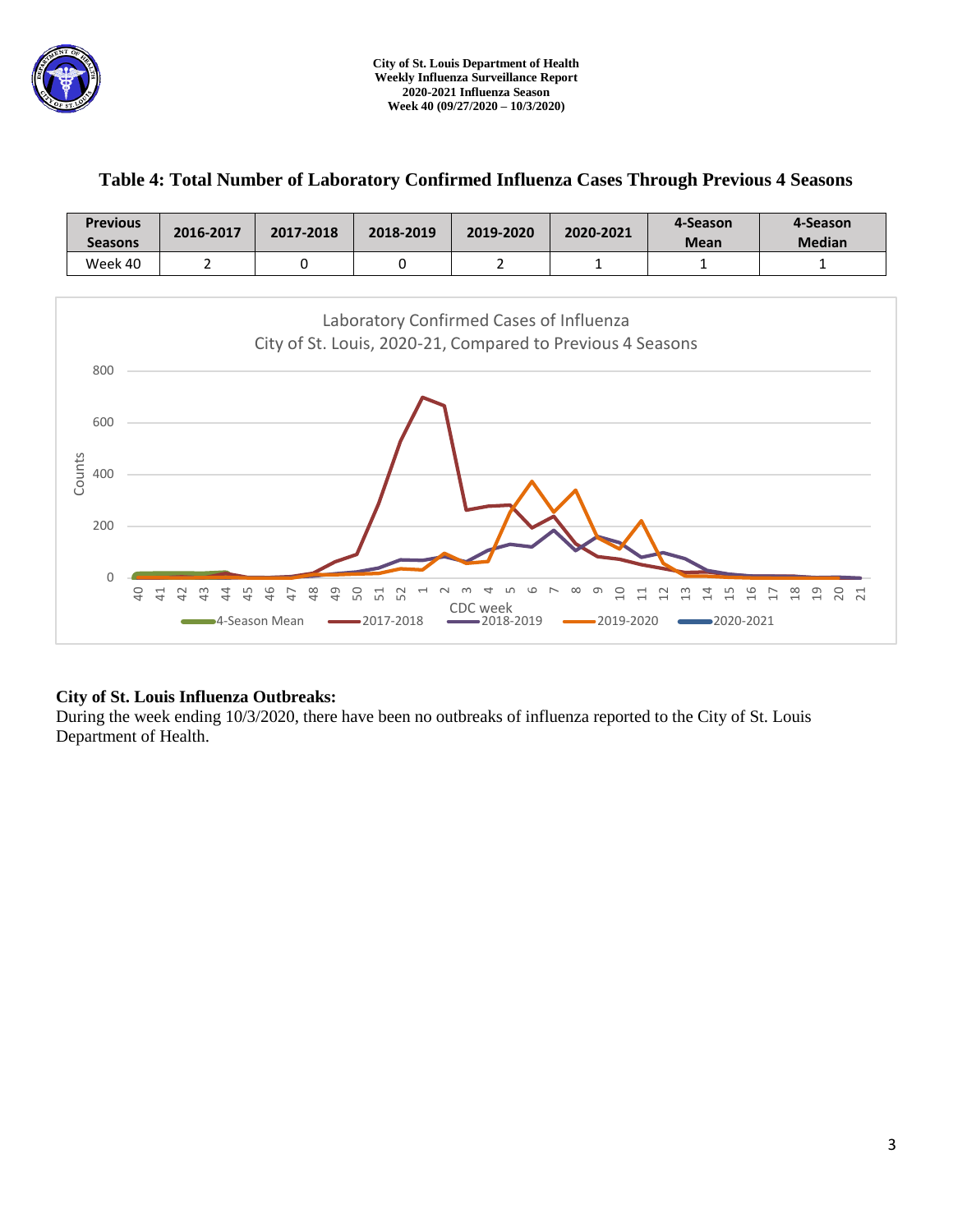## Table 4: Total Number of Laboratory Confirmed Influenza Cases Through Previous 4 Seasons

| Previous Seasons | 2016-2017 | 2017-2018 | 2018-2019 | 2019-2020 | 2020-2021 | 4-Season Mean | 4-Season Median |
|---|---|---|---|---|---|---|---|
| Week 40 | 2 | 0 | 0 | 2 | 1 | 1 | 1 |

Laboratory Confirmed Cases of Influenza
City of St. Louis, 2020-21, Compared to Previous 4 Seasons

### City of St. Louis Influenza Outbreaks:

During the week ending 10/3/2020, there have been no outbreaks of influenza reported to the City of St. Louis Department of Health.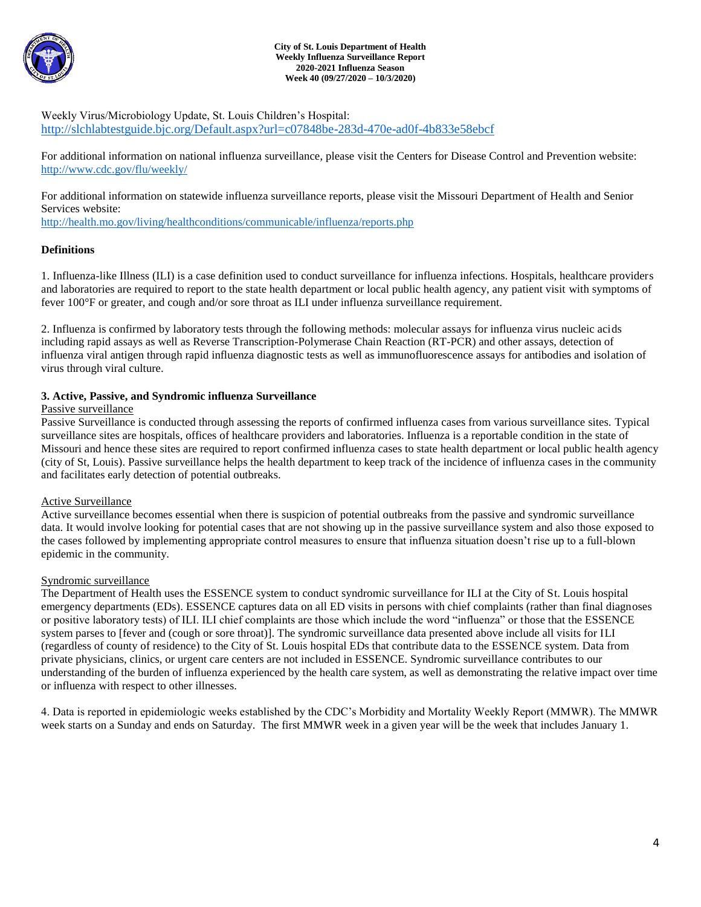Weekly Virus/Microbiology Update, St. Louis Children's Hospital:
http://slchlabtestguide.bjc.org/Default.aspx?url=c07848be-283d-470e-ad0f-4b833e58ebcf

For additional information on national influenza surveillance, please visit the Centers for Disease Control and Prevention website:
http://www.cdc.gov/flu/weekly/

For additional information on statewide influenza surveillance reports, please visit the Missouri Department of Health and Senior Services website:
http://health.mo.gov/living/healthconditions/communicable/influenza/reports.php

## Definitions

1. Influenza-like Illness (ILI) is a case definition used to conduct surveillance for influenza infections. Hospitals, healthcare providers and laboratories are required to report to the state health department or local public health agency, any patient visit with symptoms of fever 100°F or greater, and cough and/or sore throat as ILI under influenza surveillance requirement.

2. Influenza is confirmed by laboratory tests through the following methods: molecular assays for influenza virus nucleic acids including rapid assays as well as Reverse Transcription-Polymerase Chain Reaction (RT-PCR) and other assays, detection of influenza viral antigen through rapid influenza diagnostic tests as well as immunofluorescence assays for antibodies and isolation of virus through viral culture.

**3. Active, Passive, and Syndromic influenza Surveillance**

Passive surveillance

Passive Surveillance is conducted through assessing the reports of confirmed influenza cases from various surveillance sites. Typical surveillance sites are hospitals, offices of healthcare providers and laboratories. Influenza is a reportable condition in the state of Missouri and hence these sites are required to report confirmed influenza cases to state health department or local public health agency (city of St, Louis). Passive surveillance helps the health department to keep track of the incidence of influenza cases in the community and facilitates early detection of potential outbreaks.

Active Surveillance

Active surveillance becomes essential when there is suspicion of potential outbreaks from the passive and syndromic surveillance data. It would involve looking for potential cases that are not showing up in the passive surveillance system and also those exposed to the cases followed by implementing appropriate control measures to ensure that influenza situation doesn't rise up to a full-blown epidemic in the community.

Syndromic surveillance

The Department of Health uses the ESSENCE system to conduct syndromic surveillance for ILI at the City of St. Louis hospital emergency departments (EDs). ESSENCE captures data on all ED visits in persons with chief complaints (rather than final diagnoses or positive laboratory tests) of ILI. ILI chief complaints are those which include the word "influenza" or those that the ESSENCE system parses to [fever and (cough or sore throat)]. The syndromic surveillance data presented above include all visits for ILI (regardless of county of residence) to the City of St. Louis hospital EDs that contribute data to the ESSENCE system. Data from private physicians, clinics, or urgent care centers are not included in ESSENCE. Syndromic surveillance contributes to our understanding of the burden of influenza experienced by the health care system, as well as demonstrating the relative impact over time or influenza with respect to other illnesses.

4. Data is reported in epidemiologic weeks established by the CDC's Morbidity and Mortality Weekly Report (MMWR). The MMWR week starts on a Sunday and ends on Saturday. The first MMWR week in a given year will be the week that includes January 1.